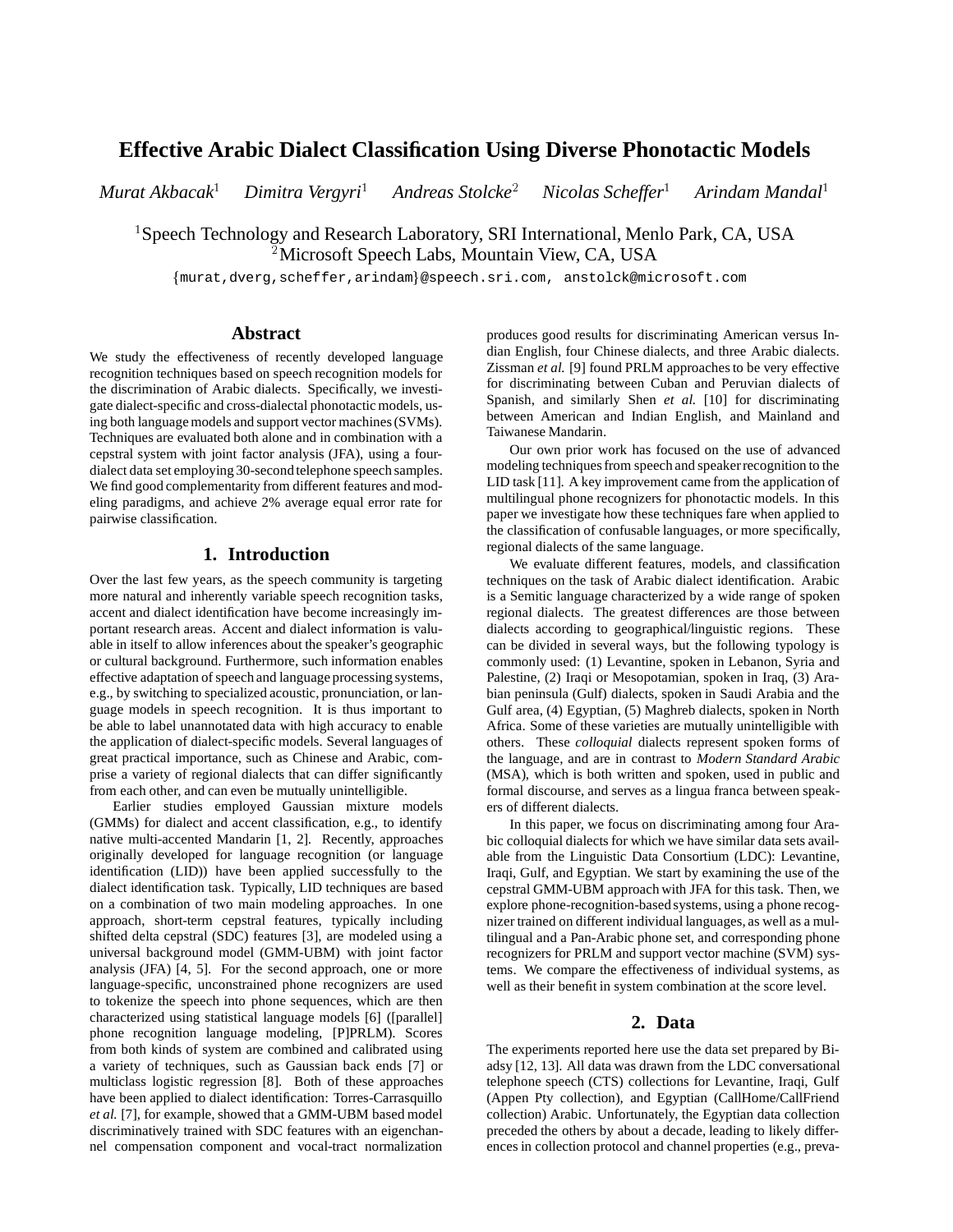# Effective Arabic Dialect Classification Using Diverse Phonotactic Models

*Murat Akbacak*[1] *Dimitra Vergyri*[1] *Andreas Stolcke*[2] *Nicolas Scheffer*[1] *Arindam Mandal*[1]

[1]Speech Technology and Research Laboratory, SRI International, Menlo Park, CA, USA
[2]Microsoft Speech Labs, Mountain View, CA, USA

{murat,dverg,scheffer,arindam}@speech.sri.com, anstolck@microsoft.com

## Abstract

We study the effectiveness of recently developed language recognition techniques based on speech recognition models for the discrimination of Arabic dialects. Specifically, we investigate dialect-specific and cross-dialectal phonotactic models, using both language models and support vector machines (SVMs). Techniques are evaluated both alone and in combination with a cepstral system with joint factor analysis (JFA), using a four-dialect data set employing 30-second telephone speech samples. We find good complementarity from different features and modeling paradigms, and achieve 2% average equal error rate for pairwise classification.

## 1. Introduction

Over the last few years, as the speech community is targeting more natural and inherently variable speech recognition tasks, accent and dialect identification have become increasingly important research areas. Accent and dialect information is valuable in itself to allow inferences about the speaker's geographic or cultural background. Furthermore, such information enables effective adaptation of speech and language processing systems, e.g., by switching to specialized acoustic, pronunciation, or language models in speech recognition. It is thus important to be able to label unannotated data with high accuracy to enable the application of dialect-specific models. Several languages of great practical importance, such as Chinese and Arabic, comprise a variety of regional dialects that can differ significantly from each other, and can even be mutually unintelligible.

Earlier studies employed Gaussian mixture models (GMMs) for dialect and accent classification, e.g., to identify native multi-accented Mandarin [1, 2]. Recently, approaches originally developed for language recognition (or language identification (LID)) have been applied successfully to the dialect identification task. Typically, LID techniques are based on a combination of two main modeling approaches. In one approach, short-term cepstral features, typically including shifted delta cepstral (SDC) features [3], are modeled using a universal background model (GMM-UBM) with joint factor analysis (JFA) [4, 5]. For the second approach, one or more language-specific, unconstrained phone recognizers are used to tokenize the speech into phone sequences, which are then characterized using statistical language models [6] ([parallel] phone recognition language modeling, [P]PRLM). Scores from both kinds of system are combined and calibrated using a variety of techniques, such as Gaussian back ends [7] or multiclass logistic regression [8]. Both of these approaches have been applied to dialect identification: Torres-Carrasquillo *et al.* [7], for example, showed that a GMM-UBM based model discriminatively trained with SDC features with an eigenchannel compensation component and vocal-tract normalization produces good results for discriminating American versus Indian English, four Chinese dialects, and three Arabic dialects. Zissman *et al.* [9] found PRLM approaches to be very effective for discriminating between Cuban and Peruvian dialects of Spanish, and similarly Shen *et al.* [10] for discriminating between American and Indian English, and Mainland and Taiwanese Mandarin.

Our own prior work has focused on the use of advanced modeling techniques from speech and speaker recognition to the LID task [11]. A key improvement came from the application of multilingual phone recognizers for phonotactic models. In this paper we investigate how these techniques fare when applied to the classification of confusable languages, or more specifically, regional dialects of the same language.

We evaluate different features, models, and classification techniques on the task of Arabic dialect identification. Arabic is a Semitic language characterized by a wide range of spoken regional dialects. The greatest differences are those between dialects according to geographical/linguistic regions. These can be divided in several ways, but the following typology is commonly used: (1) Levantine, spoken in Lebanon, Syria and Palestine, (2) Iraqi or Mesopotamian, spoken in Iraq, (3) Arabian peninsula (Gulf) dialects, spoken in Saudi Arabia and the Gulf area, (4) Egyptian, (5) Maghreb dialects, spoken in North Africa. Some of these varieties are mutually unintelligible with others. These *colloquial* dialects represent spoken forms of the language, and are in contrast to *Modern Standard Arabic* (MSA), which is both written and spoken, used in public and formal discourse, and serves as a lingua franca between speakers of different dialects.

In this paper, we focus on discriminating among four Arabic colloquial dialects for which we have similar data sets available from the Linguistic Data Consortium (LDC): Levantine, Iraqi, Gulf, and Egyptian. We start by examining the use of the cepstral GMM-UBM approach with JFA for this task. Then, we explore phone-recognition-based systems, using a phone recognizer trained on different individual languages, as well as a multilingual and a Pan-Arabic phone set, and corresponding phone recognizers for PRLM and support vector machine (SVM) systems. We compare the effectiveness of individual systems, as well as their benefit in system combination at the score level.

## 2. Data

The experiments reported here use the data set prepared by Biadsy [12, 13]. All data was drawn from the LDC conversational telephone speech (CTS) collections for Levantine, Iraqi, Gulf (Appen Pty collection), and Egyptian (CallHome/CallFriend collection) Arabic. Unfortunately, the Egyptian data collection preceded the others by about a decade, leading to likely differences in collection protocol and channel properties (e.g., preva-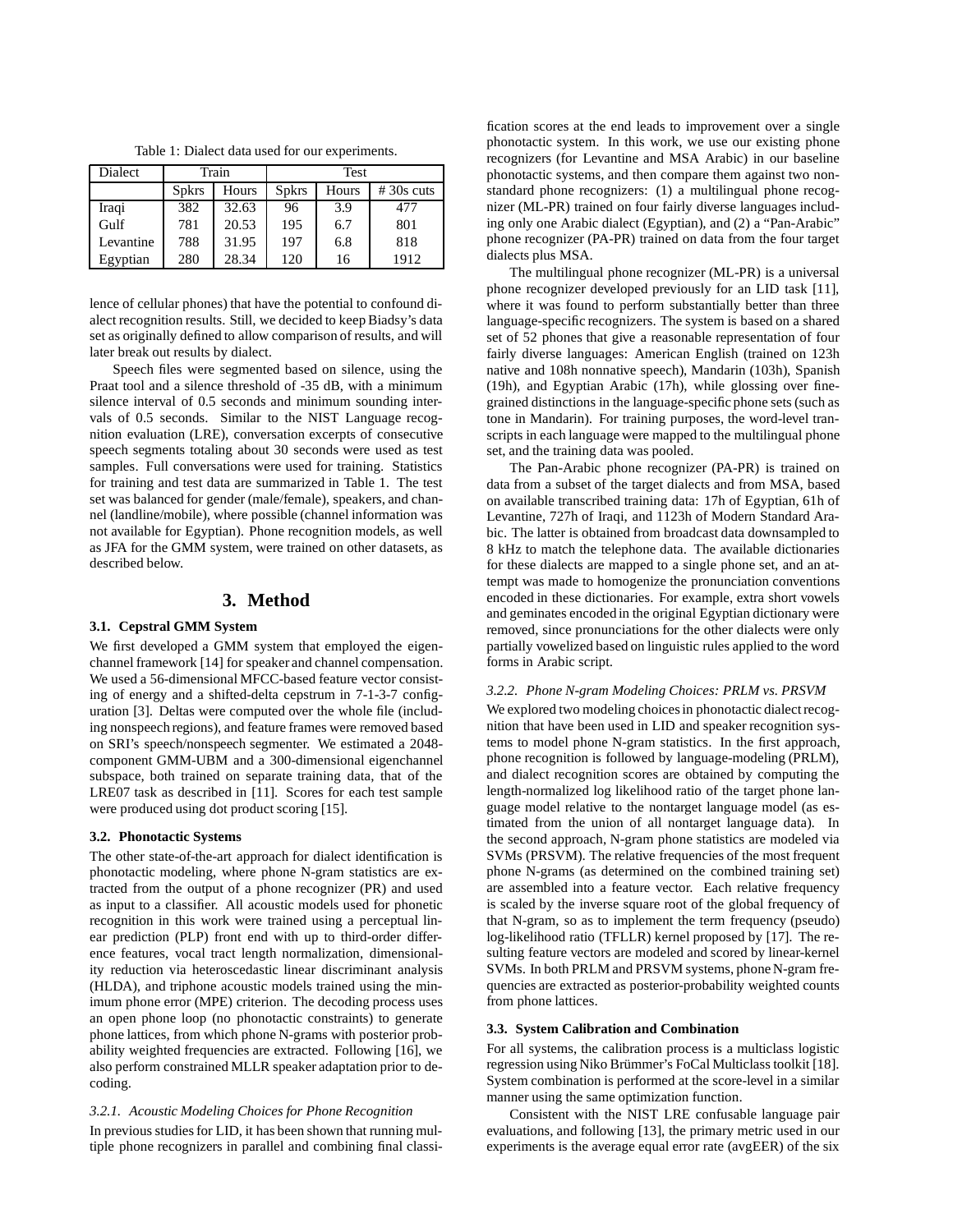Table 1: Dialect data used for our experiments.

| Dialect | Train | | Test | | |
|---|---|---|---|---|---|
| | Spkrs | Hours | Spkrs | Hours | # 30s cuts |
| Iraqi | 382 | 32.63 | 96 | 3.9 | 477 |
| Gulf | 781 | 20.53 | 195 | 6.7 | 801 |
| Levantine | 788 | 31.95 | 197 | 6.8 | 818 |
| Egyptian | 280 | 28.34 | 120 | 16 | 1912 |

lence of cellular phones) that have the potential to confound dialect recognition results. Still, we decided to keep Biadsy's data set as originally defined to allow comparison of results, and will later break out results by dialect.

Speech files were segmented based on silence, using the Praat tool and a silence threshold of -35 dB, with a minimum silence interval of 0.5 seconds and minimum sounding intervals of 0.5 seconds. Similar to the NIST Language recognition evaluation (LRE), conversation excerpts of consecutive speech segments totaling about 30 seconds were used as test samples. Full conversations were used for training. Statistics for training and test data are summarized in Table 1. The test set was balanced for gender (male/female), speakers, and channel (landline/mobile), where possible (channel information was not available for Egyptian). Phone recognition models, as well as JFA for the GMM system, were trained on other datasets, as described below.

## 3. Method

### 3.1. Cepstral GMM System

We first developed a GMM system that employed the eigenchannel framework [14] for speaker and channel compensation. We used a 56-dimensional MFCC-based feature vector consisting of energy and a shifted-delta cepstrum in 7-1-3-7 configuration [3]. Deltas were computed over the whole file (including nonspeech regions), and feature frames were removed based on SRI's speech/nonspeech segmenter. We estimated a 2048-component GMM-UBM and a 300-dimensional eigenchannel subspace, both trained on separate training data, that of the LRE07 task as described in [11]. Scores for each test sample were produced using dot product scoring [15].

### 3.2. Phonotactic Systems

The other state-of-the-art approach for dialect identification is phonotactic modeling, where phone N-gram statistics are extracted from the output of a phone recognizer (PR) and used as input to a classifier. All acoustic models used for phonetic recognition in this work were trained using a perceptual linear prediction (PLP) front end with up to third-order difference features, vocal tract length normalization, dimensionality reduction via heteroscedastic linear discriminant analysis (HLDA), and triphone acoustic models trained using the minimum phone error (MPE) criterion. The decoding process uses an open phone loop (no phonotactic constraints) to generate phone lattices, from which phone N-grams with posterior probability weighted frequencies are extracted. Following [16], we also perform constrained MLLR speaker adaptation prior to decoding.

#### *3.2.1. Acoustic Modeling Choices for Phone Recognition*

In previous studies for LID, it has been shown that running multiple phone recognizers in parallel and combining final classification scores at the end leads to improvement over a single phonotactic system. In this work, we use our existing phone recognizers (for Levantine and MSA Arabic) in our baseline phonotactic systems, and then compare them against two non-standard phone recognizers: (1) a multilingual phone recognizer (ML-PR) trained on four fairly diverse languages including only one Arabic dialect (Egyptian), and (2) a "Pan-Arabic" phone recognizer (PA-PR) trained on data from the four target dialects plus MSA.

The multilingual phone recognizer (ML-PR) is a universal phone recognizer developed previously for an LID task [11], where it was found to perform substantially better than three language-specific recognizers. The system is based on a shared set of 52 phones that give a reasonable representation of four fairly diverse languages: American English (trained on 123h native and 108h nonnative speech), Mandarin (103h), Spanish (19h), and Egyptian Arabic (17h), while glossing over fine-grained distinctions in the language-specific phone sets (such as tone in Mandarin). For training purposes, the word-level transcripts in each language were mapped to the multilingual phone set, and the training data was pooled.

The Pan-Arabic phone recognizer (PA-PR) is trained on data from a subset of the target dialects and from MSA, based on available transcribed training data: 17h of Egyptian, 61h of Levantine, 727h of Iraqi, and 1123h of Modern Standard Arabic. The latter is obtained from broadcast data downsampled to 8 kHz to match the telephone data. The available dictionaries for these dialects are mapped to a single phone set, and an attempt was made to homogenize the pronunciation conventions encoded in these dictionaries. For example, extra short vowels and geminates encoded in the original Egyptian dictionary were removed, since pronunciations for the other dialects were only partially vowelized based on linguistic rules applied to the word forms in Arabic script.

#### *3.2.2. Phone N-gram Modeling Choices: PRLM vs. PRSVM*

We explored two modeling choices in phonotactic dialect recognition that have been used in LID and speaker recognition systems to model phone N-gram statistics. In the first approach, phone recognition is followed by language-modeling (PRLM), and dialect recognition scores are obtained by computing the length-normalized log likelihood ratio of the target phone language model relative to the nontarget language model (as estimated from the union of all nontarget language data). In the second approach, N-gram phone statistics are modeled via SVMs (PRSVM). The relative frequencies of the most frequent phone N-grams (as determined on the combined training set) are assembled into a feature vector. Each relative frequency is scaled by the inverse square root of the global frequency of that N-gram, so as to implement the term frequency (pseudo) log-likelihood ratio (TFLLR) kernel proposed by [17]. The resulting feature vectors are modeled and scored by linear-kernel SVMs. In both PRLM and PRSVM systems, phone N-gram frequencies are extracted as posterior-probability weighted counts from phone lattices.

### 3.3. System Calibration and Combination

For all systems, the calibration process is a multiclass logistic regression using Niko Brümmer's FoCal Multiclass toolkit [18]. System combination is performed at the score-level in a similar manner using the same optimization function.

Consistent with the NIST LRE confusable language pair evaluations, and following [13], the primary metric used in our experiments is the average equal error rate (avgEER) of the six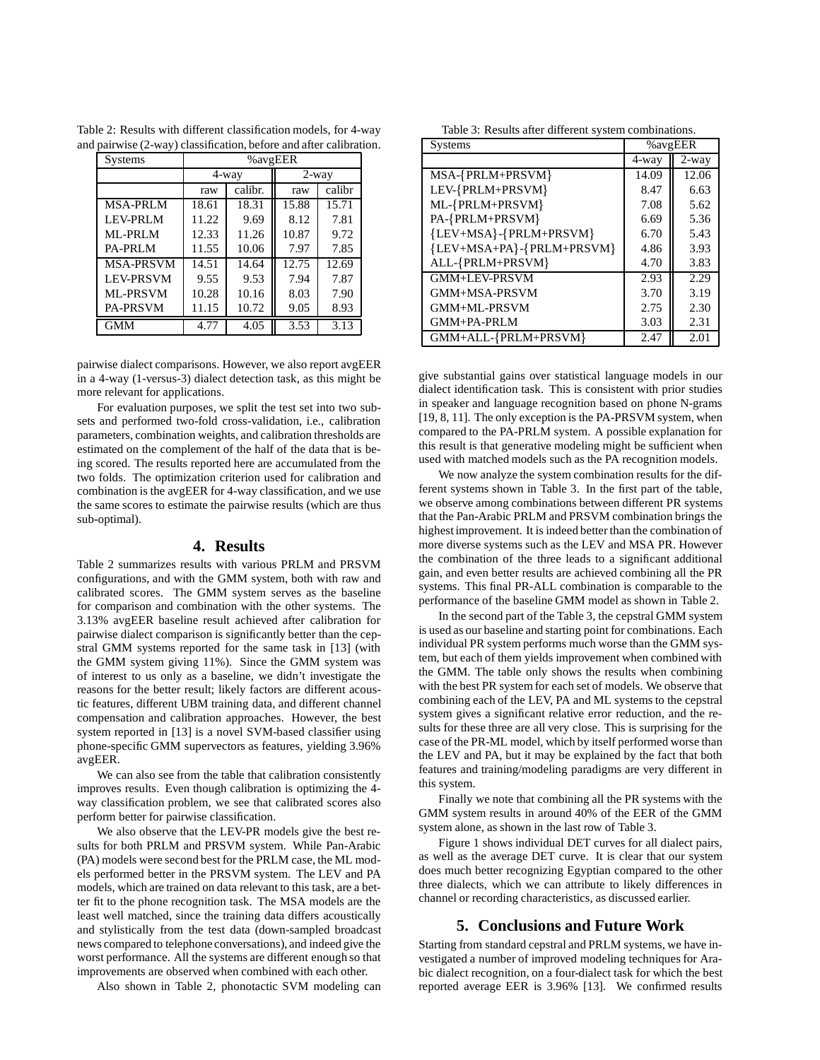Table 2: Results with different classification models, for 4-way and pairwise (2-way) classification, before and after calibration.

| Systems | %avgEER | | | |
|---|---|---|---|---|
| | 4-way | | 2-way | |
| | raw | calibr. | raw | calibr |
| MSA-PRLM | 18.61 | 18.31 | 15.88 | 15.71 |
| LEV-PRLM | 11.22 | 9.69 | 8.12 | 7.81 |
| ML-PRLM | 12.33 | 11.26 | 10.87 | 9.72 |
| PA-PRLM | 11.55 | 10.06 | 7.97 | 7.85 |
| MSA-PRSVM | 14.51 | 14.64 | 12.75 | 12.69 |
| LEV-PRSVM | 9.55 | 9.53 | 7.94 | 7.87 |
| ML-PRSVM | 10.28 | 10.16 | 8.03 | 7.90 |
| PA-PRSVM | 11.15 | 10.72 | 9.05 | 8.93 |
| GMM | 4.77 | 4.05 | 3.53 | 3.13 |

pairwise dialect comparisons. However, we also report avgEER in a 4-way (1-versus-3) dialect detection task, as this might be more relevant for applications.

For evaluation purposes, we split the test set into two subsets and performed two-fold cross-validation, i.e., calibration parameters, combination weights, and calibration thresholds are estimated on the complement of the half of the data that is being scored. The results reported here are accumulated from the two folds. The optimization criterion used for calibration and combination is the avgEER for 4-way classification, and we use the same scores to estimate the pairwise results (which are thus sub-optimal).

## 4. Results

Table 2 summarizes results with various PRLM and PRSVM configurations, and with the GMM system, both with raw and calibrated scores. The GMM system serves as the baseline for comparison and combination with the other systems. The 3.13% avgEER baseline result achieved after calibration for pairwise dialect comparison is significantly better than the cepstral GMM systems reported for the same task in [13] (with the GMM system giving 11%). Since the GMM system was of interest to us only as a baseline, we didn't investigate the reasons for the better result; likely factors are different acoustic features, different UBM training data, and different channel compensation and calibration approaches. However, the best system reported in [13] is a novel SVM-based classifier using phone-specific GMM supervectors as features, yielding 3.96% avgEER.

We can also see from the table that calibration consistently improves results. Even though calibration is optimizing the 4-way classification problem, we see that calibrated scores also perform better for pairwise classification.

We also observe that the LEV-PR models give the best results for both PRLM and PRSVM system. While Pan-Arabic (PA) models were second best for the PRLM case, the ML models performed better in the PRSVM system. The LEV and PA models, which are trained on data relevant to this task, are a better fit to the phone recognition task. The MSA models are the least well matched, since the training data differs acoustically and stylistically from the test data (down-sampled broadcast news compared to telephone conversations), and indeed give the worst performance. All the systems are different enough so that improvements are observed when combined with each other.

Also shown in Table 2, phonotactic SVM modeling can give substantial gains over statistical language models in our dialect identification task. This is consistent with prior studies in speaker and language recognition based on phone N-grams [19, 8, 11]. The only exception is the PA-PRSVM system, when compared to the PA-PRLM system. A possible explanation for this result is that generative modeling might be sufficient when used with matched models such as the PA recognition models.

Table 3: Results after different system combinations.

| Systems | %avgEER | |
|---|---|---|
| | 4-way | 2-way |
| MSA-{PRLM+PRSVM} | 14.09 | 12.06 |
| LEV-{PRLM+PRSVM} | 8.47 | 6.63 |
| ML-{PRLM+PRSVM} | 7.08 | 5.62 |
| PA-{PRLM+PRSVM} | 6.69 | 5.36 |
| {LEV+MSA}-{PRLM+PRSVM} | 6.70 | 5.43 |
| {LEV+MSA+PA}-{PRLM+PRSVM} | 4.86 | 3.93 |
| ALL-{PRLM+PRSVM} | 4.70 | 3.83 |
| GMM+LEV-PRSVM | 2.93 | 2.29 |
| GMM+MSA-PRSVM | 3.70 | 3.19 |
| GMM+ML-PRSVM | 2.75 | 2.30 |
| GMM+PA-PRLM | 3.03 | 2.31 |
| GMM+ALL-{PRLM+PRSVM} | 2.47 | 2.01 |

We now analyze the system combination results for the different systems shown in Table 3. In the first part of the table, we observe among combinations between different PR systems that the Pan-Arabic PRLM and PRSVM combination brings the highest improvement. It is indeed better than the combination of more diverse systems such as the LEV and MSA PR. However the combination of the three leads to a significant additional gain, and even better results are achieved combining all the PR systems. This final PR-ALL combination is comparable to the performance of the baseline GMM model as shown in Table 2.

In the second part of the Table 3, the cepstral GMM system is used as our baseline and starting point for combinations. Each individual PR system performs much worse than the GMM system, but each of them yields improvement when combined with the GMM. The table only shows the results when combining with the best PR system for each set of models. We observe that combining each of the LEV, PA and ML systems to the cepstral system gives a significant relative error reduction, and the results for these three are all very close. This is surprising for the case of the PR-ML model, which by itself performed worse than the LEV and PA, but it may be explained by the fact that both features and training/modeling paradigms are very different in this system.

Finally we note that combining all the PR systems with the GMM system results in around 40% of the EER of the GMM system alone, as shown in the last row of Table 3.

Figure 1 shows individual DET curves for all dialect pairs, as well as the average DET curve. It is clear that our system does much better recognizing Egyptian compared to the other three dialects, which we can attribute to likely differences in channel or recording characteristics, as discussed earlier.

## 5. Conclusions and Future Work

Starting from standard cepstral and PRLM systems, we have investigated a number of improved modeling techniques for Arabic dialect recognition, on a four-dialect task for which the best reported average EER is 3.96% [13]. We confirmed results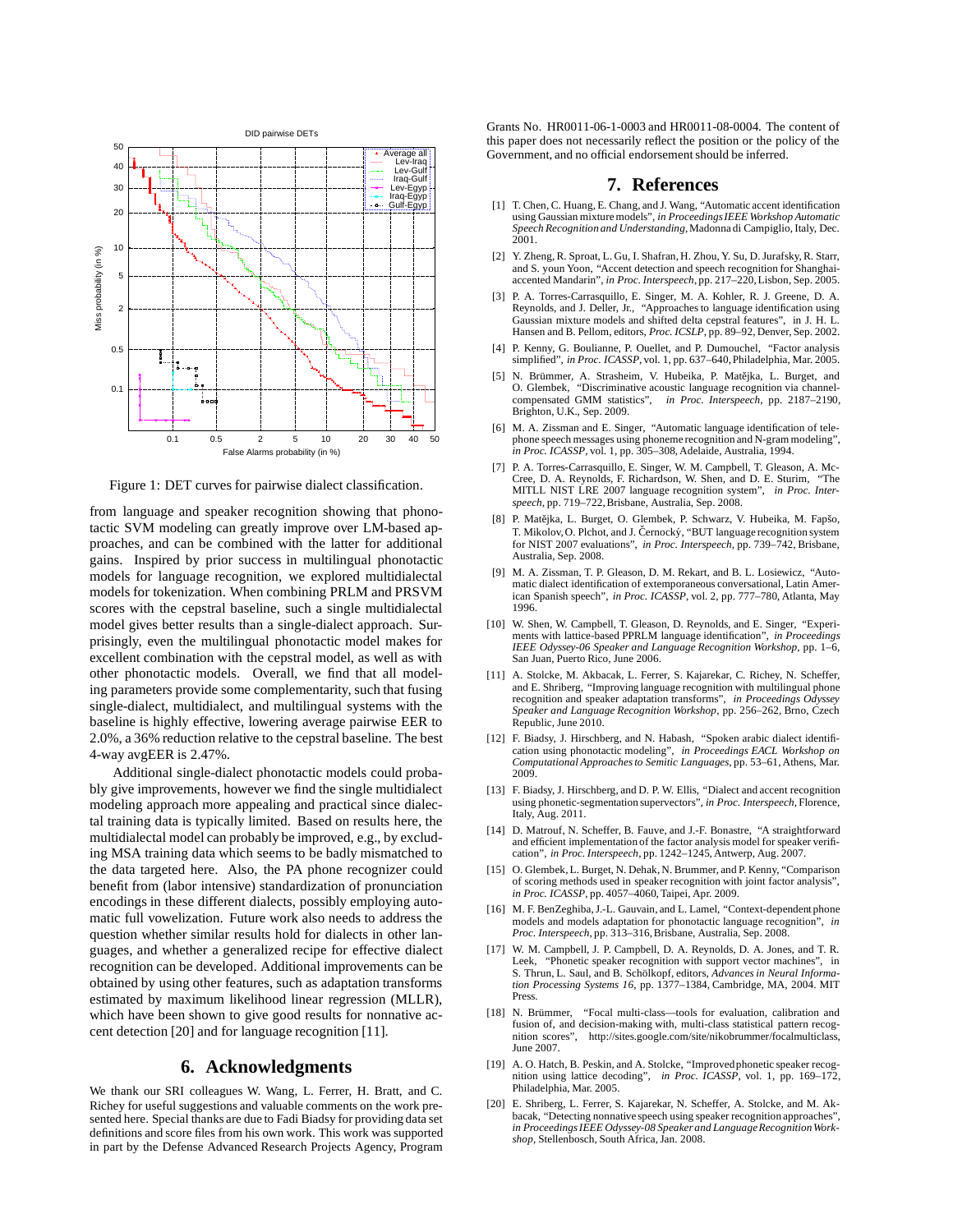DID pairwise DETs

Average all
Lev-Iraq
Lev-Gulf
Iraq-Gulf
Lev-Egyp
Iraq-Egyp
Gulf-Egyp

Miss probability (in %)

50
40
30
20
10
5
2
0.5
0.1

False Alarms probability (in %)

0.1
0.5
2
5
10
20
30
40
50

Figure 1: DET curves for pairwise dialect classification.

from language and speaker recognition showing that phonotactic SVM modeling can greatly improve over LM-based approaches, and can be combined with the latter for additional gains. Inspired by prior success in multilingual phonotactic models for language recognition, we explored multidialectal models for tokenization. When combining PRLM and PRSVM scores with the cepstral baseline, such a single multidialectal model gives better results than a single-dialect approach. Surprisingly, even the multilingual phonotactic model makes for excellent combination with the cepstral model, as well as with other phonotactic models. Overall, we find that all modeling parameters provide some complementarity, such that fusing single-dialect, multidialect, and multilingual systems with the baseline is highly effective, lowering average pairwise EER to 2.0%, a 36% reduction relative to the cepstral baseline. The best 4-way avgEER is 2.47%.

Additional single-dialect phonotactic models could probably give improvements, however we find the single multidialect modeling approach more appealing and practical since dialectal training data is typically limited. Based on results here, the multidialectal model can probably be improved, e.g., by excluding MSA training data which seems to be badly mismatched to the data targeted here. Also, the PA phone recognizer could benefit from (labor intensive) standardization of pronunciation encodings in these different dialects, possibly employing automatic full vowelization. Future work also needs to address the question whether similar results hold for dialects in other languages, and whether a generalized recipe for effective dialect recognition can be developed. Additional improvements can be obtained by using other features, such as adaptation transforms estimated by maximum likelihood linear regression (MLLR), which have been shown to give good results for nonnative accent detection [20] and for language recognition [11].

# 6. Acknowledgments

We thank our SRI colleagues W. Wang, L. Ferrer, H. Bratt, and C. Richey for useful suggestions and valuable comments on the work presented here. Special thanks are due to Fadi Biadsy for providing data set definitions and score files from his own work. This work was supported in part by the Defense Advanced Research Projects Agency, Program Grants No. HR0011-06-1-0003 and HR0011-08-0004. The content of this paper does not necessarily reflect the position or the policy of the Government, and no official endorsement should be inferred.

# 7. References

[1] T. Chen, C. Huang, E. Chang, and J. Wang, "Automatic accent identification using Gaussian mixture models", *in Proceedings IEEE Workshop Automatic Speech Recognition and Understanding*, Madonna di Campiglio, Italy, Dec. 2001.

[2] Y. Zheng, R. Sproat, L. Gu, I. Shafran, H. Zhou, Y. Su, D. Jurafsky, R. Starr, and S. youn Yoon, "Accent detection and speech recognition for Shanghai-accented Mandarin", *in Proc. Interspeech*, pp. 217–220, Lisbon, Sep. 2005.

[3] P. A. Torres-Carrasquillo, E. Singer, M. A. Kohler, R. J. Greene, D. A. Reynolds, and J. Deller, Jr., "Approaches to language identification using Gaussian mixture models and shifted delta cepstral features", in J. H. L. Hansen and B. Pellom, editors, *Proc. ICSLP*, pp. 89–92, Denver, Sep. 2002.

[4] P. Kenny, G. Boulianne, P. Ouellet, and P. Dumouchel, "Factor analysis simplified", *in Proc. ICASSP*, vol. 1, pp. 637–640, Philadelphia, Mar. 2005.

[5] N. Brümmer, A. Strasheim, V. Hubeika, P. Matějka, L. Burget, and O. Glembek, "Discriminative acoustic language recognition via channel-compensated GMM statistics", *in Proc. Interspeech*, pp. 2187–2190, Brighton, U.K., Sep. 2009.

[6] M. A. Zissman and E. Singer, "Automatic language identification of telephone speech messages using phoneme recognition and N-gram modeling", *in Proc. ICASSP*, vol. 1, pp. 305–308, Adelaide, Australia, 1994.

[7] P. A. Torres-Carrasquillo, E. Singer, W. M. Campbell, T. Gleason, A. McCree, D. A. Reynolds, F. Richardson, W. Shen, and D. E. Sturim, "The MITLL NIST LRE 2007 language recognition system", *in Proc. Interspeech*, pp. 719–722, Brisbane, Australia, Sep. 2008.

[8] P. Matějka, L. Burget, O. Glembek, P. Schwarz, V. Hubeika, M. Fapšo, T. Mikolov, O. Plchot, and J. Černocký, "BUT language recognition system for NIST 2007 evaluations", *in Proc. Interspeech*, pp. 739–742, Brisbane, Australia, Sep. 2008.

[9] M. A. Zissman, T. P. Gleason, D. M. Rekart, and B. L. Losiewicz, "Automatic dialect identification of extemporaneous conversational, Latin American Spanish speech", *in Proc. ICASSP*, vol. 2, pp. 777–780, Atlanta, May 1996.

[10] W. Shen, W. Campbell, T. Gleason, D. Reynolds, and E. Singer, "Experiments with lattice-based PPRLM language identification", *in Proceedings IEEE Odyssey-06 Speaker and Language Recognition Workshop*, pp. 1–6, San Juan, Puerto Rico, June 2006.

[11] A. Stolcke, M. Akbacak, L. Ferrer, S. Kajarekar, C. Richey, N. Scheffer, and E. Shriberg, "Improving language recognition with multilingual phone recognition and speaker adaptation transforms", *in Proceedings Odyssey Speaker and Language Recognition Workshop*, pp. 256–262, Brno, Czech Republic, June 2010.

[12] F. Biadsy, J. Hirschberg, and N. Habash, "Spoken arabic dialect identification using phonotactic modeling", *in Proceedings EACL Workshop on Computational Approaches to Semitic Languages*, pp. 53–61, Athens, Mar. 2009.

[13] F. Biadsy, J. Hirschberg, and D. P. W. Ellis, "Dialect and accent recognition using phonetic-segmentation supervectors", *in Proc. Interspeech*, Florence, Italy, Aug. 2011.

[14] D. Matrouf, N. Scheffer, B. Fauve, and J.-F. Bonastre, "A straightforward and efficient implementation of the factor analysis model for speaker verification", *in Proc. Interspeech*, pp. 1242–1245, Antwerp, Aug. 2007.

[15] O. Glembek, L. Burget, N. Dehak, N. Brummer, and P. Kenny, "Comparison of scoring methods used in speaker recognition with joint factor analysis", *in Proc. ICASSP*, pp. 4057–4060, Taipei, Apr. 2009.

[16] M. F. BenZeghiba, J.-L. Gauvain, and L. Lamel, "Context-dependent phone models and models adaptation for phonotactic language recognition", *in Proc. Interspeech*, pp. 313–316, Brisbane, Australia, Sep. 2008.

[17] W. M. Campbell, J. P. Campbell, D. A. Reynolds, D. A. Jones, and T. R. Leek, "Phonetic speaker recognition with support vector machines", in S. Thrun, L. Saul, and B. Schölkopf, editors, *Advances in Neural Information Processing Systems 16*, pp. 1377–1384, Cambridge, MA, 2004. MIT Press.

[18] N. Brümmer, "Focal multi-class—tools for evaluation, calibration and fusion of, and decision-making with, multi-class statistical pattern recognition scores", http://sites.google.com/site/nikobrummer/focalmulticlass, June 2007.

[19] A. O. Hatch, B. Peskin, and A. Stolcke, "Improved phonetic speaker recognition using lattice decoding", *in Proc. ICASSP*, vol. 1, pp. 169–172, Philadelphia, Mar. 2005.

[20] E. Shriberg, L. Ferrer, S. Kajarekar, N. Scheffer, A. Stolcke, and M. Akbacak, "Detecting nonnative speech using speaker recognition approaches", *in Proceedings IEEE Odyssey-08 Speaker and Language Recognition Workshop*, Stellenbosch, South Africa, Jan. 2008.